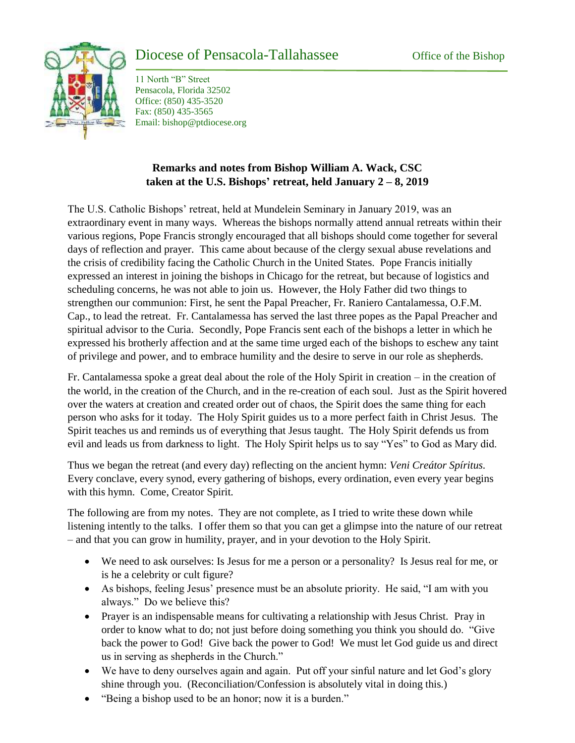# Diocese of Pensacola-Tallahassee

Office of the Bishop

11 North "B" Street
Pensacola, Florida 32502
Office: (850) 435-3520
Fax: (850) 435-3565
Email: bishop@ptdiocese.org

**Remarks and notes from Bishop William A. Wack, CSC taken at the U.S. Bishops' retreat, held January 2 – 8, 2019**

The U.S. Catholic Bishops' retreat, held at Mundelein Seminary in January 2019, was an extraordinary event in many ways. Whereas the bishops normally attend annual retreats within their various regions, Pope Francis strongly encouraged that all bishops should come together for several days of reflection and prayer. This came about because of the clergy sexual abuse revelations and the crisis of credibility facing the Catholic Church in the United States. Pope Francis initially expressed an interest in joining the bishops in Chicago for the retreat, but because of logistics and scheduling concerns, he was not able to join us. However, the Holy Father did two things to strengthen our communion: First, he sent the Papal Preacher, Fr. Raniero Cantalamessa, O.F.M. Cap., to lead the retreat. Fr. Cantalamessa has served the last three popes as the Papal Preacher and spiritual advisor to the Curia. Secondly, Pope Francis sent each of the bishops a letter in which he expressed his brotherly affection and at the same time urged each of the bishops to eschew any taint of privilege and power, and to embrace humility and the desire to serve in our role as shepherds.

Fr. Cantalamessa spoke a great deal about the role of the Holy Spirit in creation – in the creation of the world, in the creation of the Church, and in the re-creation of each soul. Just as the Spirit hovered over the waters at creation and created order out of chaos, the Spirit does the same thing for each person who asks for it today. The Holy Spirit guides us to a more perfect faith in Christ Jesus. The Spirit teaches us and reminds us of everything that Jesus taught. The Holy Spirit defends us from evil and leads us from darkness to light. The Holy Spirit helps us to say "Yes" to God as Mary did.

Thus we began the retreat (and every day) reflecting on the ancient hymn: *Veni Creátor Spíritus.* Every conclave, every synod, every gathering of bishops, every ordination, even every year begins with this hymn. Come, Creator Spirit.

The following are from my notes. They are not complete, as I tried to write these down while listening intently to the talks. I offer them so that you can get a glimpse into the nature of our retreat – and that you can grow in humility, prayer, and in your devotion to the Holy Spirit.

- We need to ask ourselves: Is Jesus for me a person or a personality? Is Jesus real for me, or is he a celebrity or cult figure?
- As bishops, feeling Jesus' presence must be an absolute priority. He said, "I am with you always." Do we believe this?
- Prayer is an indispensable means for cultivating a relationship with Jesus Christ. Pray in order to know what to do; not just before doing something you think you should do. "Give back the power to God! Give back the power to God! We must let God guide us and direct us in serving as shepherds in the Church."
- We have to deny ourselves again and again. Put off your sinful nature and let God's glory shine through you. (Reconciliation/Confession is absolutely vital in doing this.)
- "Being a bishop used to be an honor; now it is a burden."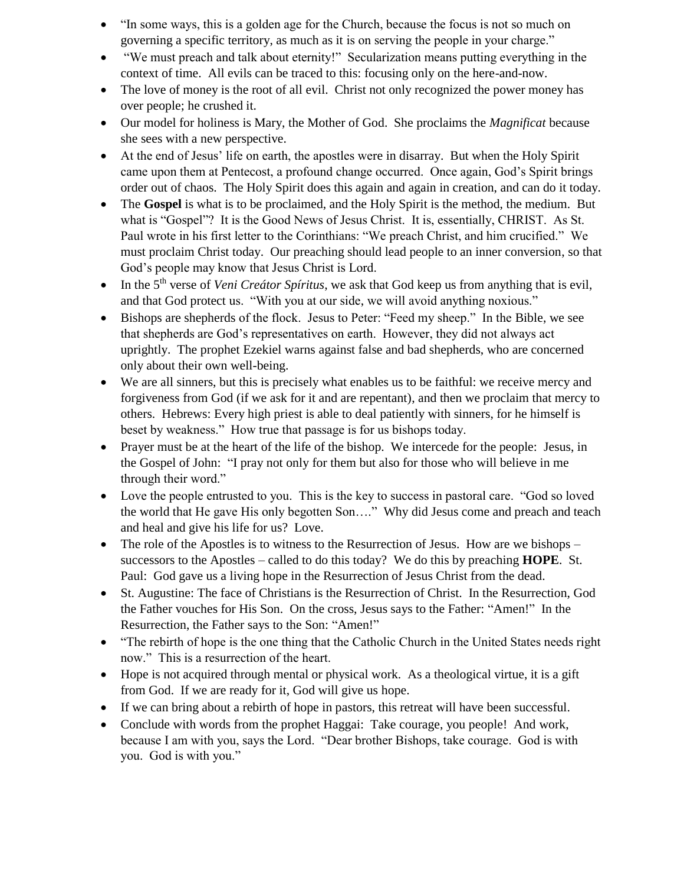- "In some ways, this is a golden age for the Church, because the focus is not so much on governing a specific territory, as much as it is on serving the people in your charge."
- "We must preach and talk about eternity!" Secularization means putting everything in the context of time. All evils can be traced to this: focusing only on the here-and-now.
- The love of money is the root of all evil. Christ not only recognized the power money has over people; he crushed it.
- Our model for holiness is Mary, the Mother of God. She proclaims the *Magnificat* because she sees with a new perspective.
- At the end of Jesus' life on earth, the apostles were in disarray. But when the Holy Spirit came upon them at Pentecost, a profound change occurred. Once again, God's Spirit brings order out of chaos. The Holy Spirit does this again and again in creation, and can do it today.
- The **Gospel** is what is to be proclaimed, and the Holy Spirit is the method, the medium. But what is "Gospel"? It is the Good News of Jesus Christ. It is, essentially, CHRIST. As St. Paul wrote in his first letter to the Corinthians: "We preach Christ, and him crucified." We must proclaim Christ today. Our preaching should lead people to an inner conversion, so that God's people may know that Jesus Christ is Lord.
- In the 5th verse of *Veni Creátor Spíritus*, we ask that God keep us from anything that is evil, and that God protect us. "With you at our side, we will avoid anything noxious."
- Bishops are shepherds of the flock. Jesus to Peter: "Feed my sheep." In the Bible, we see that shepherds are God's representatives on earth. However, they did not always act uprightly. The prophet Ezekiel warns against false and bad shepherds, who are concerned only about their own well-being.
- We are all sinners, but this is precisely what enables us to be faithful: we receive mercy and forgiveness from God (if we ask for it and are repentant), and then we proclaim that mercy to others. Hebrews: Every high priest is able to deal patiently with sinners, for he himself is beset by weakness." How true that passage is for us bishops today.
- Prayer must be at the heart of the life of the bishop. We intercede for the people: Jesus, in the Gospel of John: "I pray not only for them but also for those who will believe in me through their word."
- Love the people entrusted to you. This is the key to success in pastoral care. "God so loved the world that He gave His only begotten Son…." Why did Jesus come and preach and teach and heal and give his life for us? Love.
- The role of the Apostles is to witness to the Resurrection of Jesus. How are we bishops – successors to the Apostles – called to do this today? We do this by preaching **HOPE**. St. Paul: God gave us a living hope in the Resurrection of Jesus Christ from the dead.
- St. Augustine: The face of Christians is the Resurrection of Christ. In the Resurrection, God the Father vouches for His Son. On the cross, Jesus says to the Father: "Amen!" In the Resurrection, the Father says to the Son: "Amen!"
- "The rebirth of hope is the one thing that the Catholic Church in the United States needs right now." This is a resurrection of the heart.
- Hope is not acquired through mental or physical work. As a theological virtue, it is a gift from God. If we are ready for it, God will give us hope.
- If we can bring about a rebirth of hope in pastors, this retreat will have been successful.
- Conclude with words from the prophet Haggai: Take courage, you people! And work, because I am with you, says the Lord. "Dear brother Bishops, take courage. God is with you. God is with you."